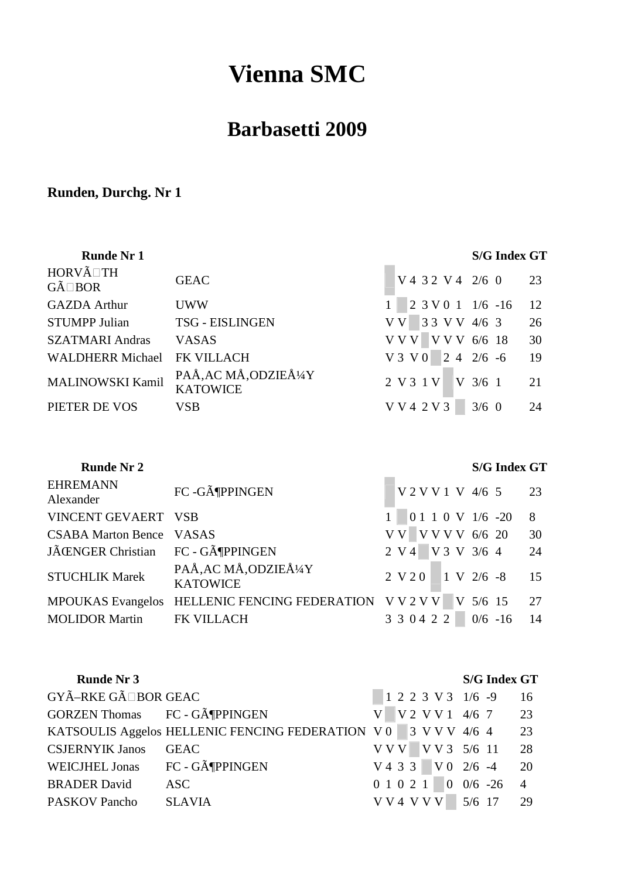# Vienna SMC

## Barbasetti 2009

### Runden, Durchg. Nr 1

| Runde Nr 1 | | | | | | | | | S/G | Index | GT |
|---|---|---|---|---|---|---|---|---|---|---|---|
| HORVÃ□TH GÃ□BOR | GEAC | | V | 4 | 3 | 2 | V | 4 | 2/6 | 0 | 23 |
| GAZDA Arthur | UWW | 1 | | 2 | 3 | V | 0 | 1 | 1/6 | -16 | 12 |
| STUMPP Julian | TSG - EISLINGEN | V | V | | 3 | 3 | V | V | 4/6 | 3 | 26 |
| SZATMARI Andras | VASAS | V | V | V | | V | V | V | 6/6 | 18 | 30 |
| WALDHERR Michael | FK VILLACH | V | 3 | V | 0 | | 2 | 4 | 2/6 | -6 | 19 |
| MALINOWSKI Kamil | PAÅ‚AC MÅ‚ODZIEÅ¼Y KATOWICE | 2 | V | 3 | 1 | V | | V | 3/6 | 1 | 21 |
| PIETER DE VOS | VSB | V | V | 4 | 2 | V | 3 | | 3/6 | 0 | 24 |

| Runde Nr 2 | | | | | | | | | S/G | Index | GT |
|---|---|---|---|---|---|---|---|---|---|---|---|
| EHREMANN Alexander | FC -GÃ¶PPINGEN | | V | 2 | V | V | 1 | V | 4/6 | 5 | 23 |
| VINCENT GEVAERT | VSB | 1 | | 0 | 1 | 1 | 0 | V | 1/6 | -20 | 8 |
| CSABA Marton Bence | VASAS | V | V | | V | V | V | V | 6/6 | 20 | 30 |
| JÃŒNGER Christian | FC - GÃ¶PPINGEN | 2 | V | 4 | | V | 3 | V | 3/6 | 4 | 24 |
| STUCHLIK Marek | PAÅ‚AC MÅ‚ODZIEÅ¼Y KATOWICE | 2 | V | 2 | 0 | | 1 | V | 2/6 | -8 | 15 |
| MPOUKAS Evangelos | HELLENIC FENCING FEDERATION | V | V | 2 | V | V | | V | 5/6 | 15 | 27 |
| MOLIDOR Martin | FK VILLACH | 3 | 3 | 0 | 4 | 2 | 2 | | 0/6 | -16 | 14 |

| Runde Nr 3 | | | | | | | | | S/G | Index | GT |
|---|---|---|---|---|---|---|---|---|---|---|---|
| GYÃ–RKE GÃ□BOR | GEAC | | 1 | 2 | 2 | 3 | V | 3 | 1/6 | -9 | 16 |
| GORZEN Thomas | FC - GÃ¶PPINGEN | V | | V | 2 | V | V | 1 | 4/6 | 7 | 23 |
| KATSOULIS Aggelos | HELLENIC FENCING FEDERATION | V | 0 | | 3 | V | V | V | 4/6 | 4 | 23 |
| CSJERNYIK Janos | GEAC | V | V | V | | V | V | 3 | 5/6 | 11 | 28 |
| WEICJHEL Jonas | FC - GÃ¶PPINGEN | V | 4 | 3 | 3 | | V | 0 | 2/6 | -4 | 20 |
| BRADER David | ASC | 0 | 1 | 0 | 2 | 1 | | 0 | 0/6 | -26 | 4 |
| PASKOV Pancho | SLAVIA | V | V | 4 | V | V | V | | 5/6 | 17 | 29 |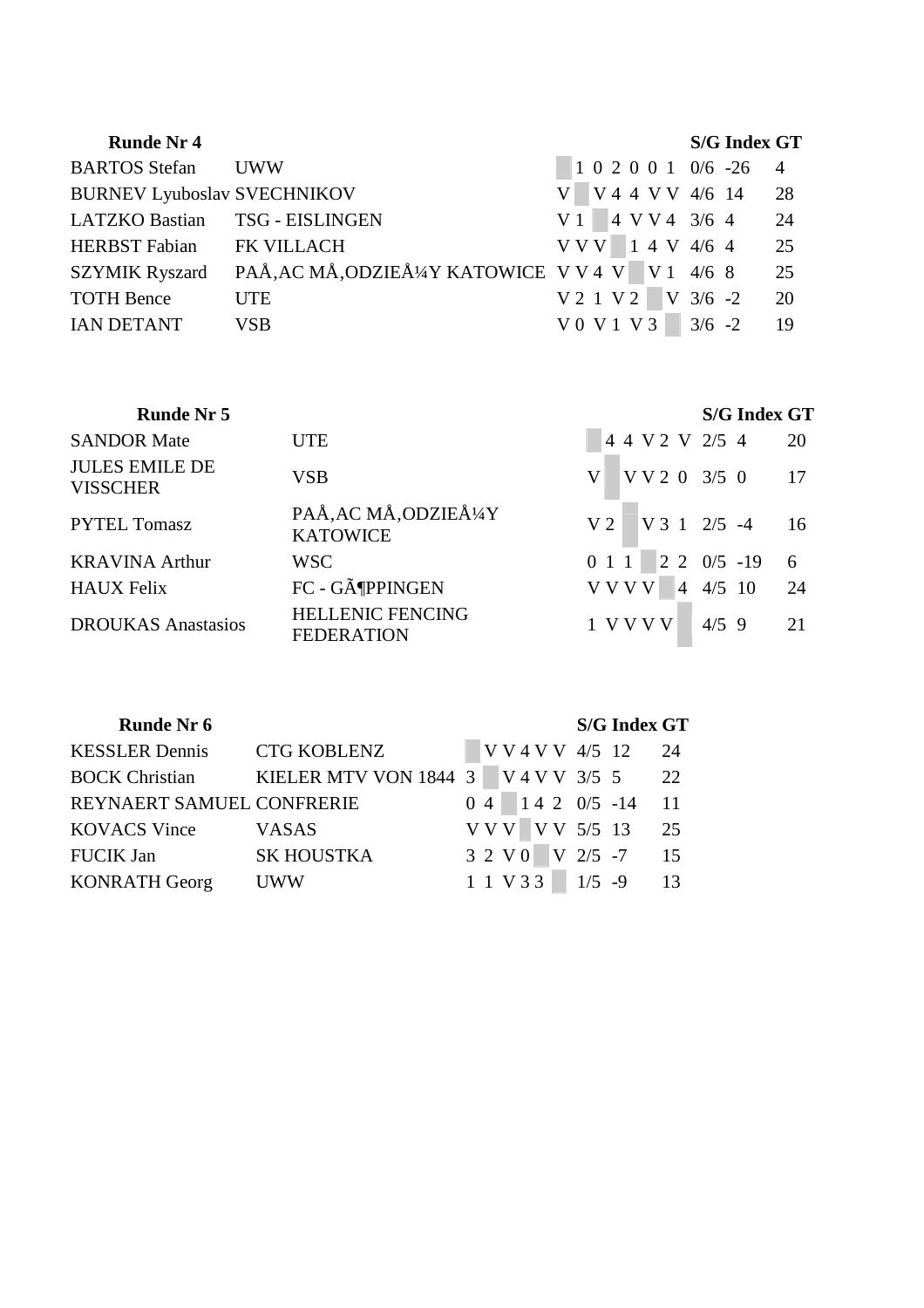| Runde Nr 4 | | | | | | | | | | S/G | Index | GT |
|---|---|---|---|---|---|---|---|---|---|---|---|---|
| BARTOS Stefan | UWW | | 1 | 0 | 2 | 0 | 0 | 1 | | 0/6 | -26 | 4 |
| BURNEV Lyuboslav | SVECHNIKOV | V | | V | 4 | 4 | V | V | | 4/6 | 14 | 28 |
| LATZKO Bastian | TSG - EISLINGEN | V | 1 | | 4 | V | V | 4 | | 3/6 | 4 | 24 |
| HERBST Fabian | FK VILLACH | V | V | V | | 1 | 4 | V | | 4/6 | 4 | 25 |
| SZYMIK Ryszard | PAÅ‚AC MÅ‚ODZIEÅ¼Y KATOWICE | V | V | 4 | V | | V | 1 | | 4/6 | 8 | 25 |
| TOTH Bence | UTE | V | 2 | 1 | V | 2 | | V | | 3/6 | -2 | 20 |
| IAN DETANT | VSB | V | 0 | V | 1 | V | 3 | | | 3/6 | -2 | 19 |

| Runde Nr 5 | | | | | | | | S/G | Index | GT |
|---|---|---|---|---|---|---|---|---|---|---|
| SANDOR Mate | UTE | | 4 | 4 | V | 2 | V | 2/5 | 4 | 20 |
| JULES EMILE DE VISSCHER | VSB | V | | V | V | 2 | 0 | 3/5 | 0 | 17 |
| PYTEL Tomasz | PAÅ‚AC MÅ‚ODZIEÅ¼Y KATOWICE | V | 2 | | V | 3 | 1 | 2/5 | -4 | 16 |
| KRAVINA Arthur | WSC | 0 | 1 | 1 | | 2 | 2 | 0/5 | -19 | 6 |
| HAUX Felix | FC - GÃ¶PPINGEN | V | V | V | V | | 4 | 4/5 | 10 | 24 |
| DROUKAS Anastasios | HELLENIC FENCING FEDERATION | 1 | V | V | V | V | | 4/5 | 9 | 21 |

| Runde Nr 6 | | | | | | | | S/G | Index | GT |
|---|---|---|---|---|---|---|---|---|---|---|
| KESSLER Dennis | CTG KOBLENZ | | V | V | 4 | V | V | 4/5 | 12 | 24 |
| BOCK Christian | KIELER MTV VON 1844 | 3 | | V | 4 | V | V | 3/5 | 5 | 22 |
| REYNAERT SAMUEL | CONFRERIE | 0 | 4 | | 1 | 4 | 2 | 0/5 | -14 | 11 |
| KOVACS Vince | VASAS | V | V | V | | V | V | 5/5 | 13 | 25 |
| FUCIK Jan | SK HOUSTKA | 3 | 2 | V | 0 | | V | 2/5 | -7 | 15 |
| KONRATH Georg | UWW | 1 | 1 | V | 3 | 3 | | 1/5 | -9 | 13 |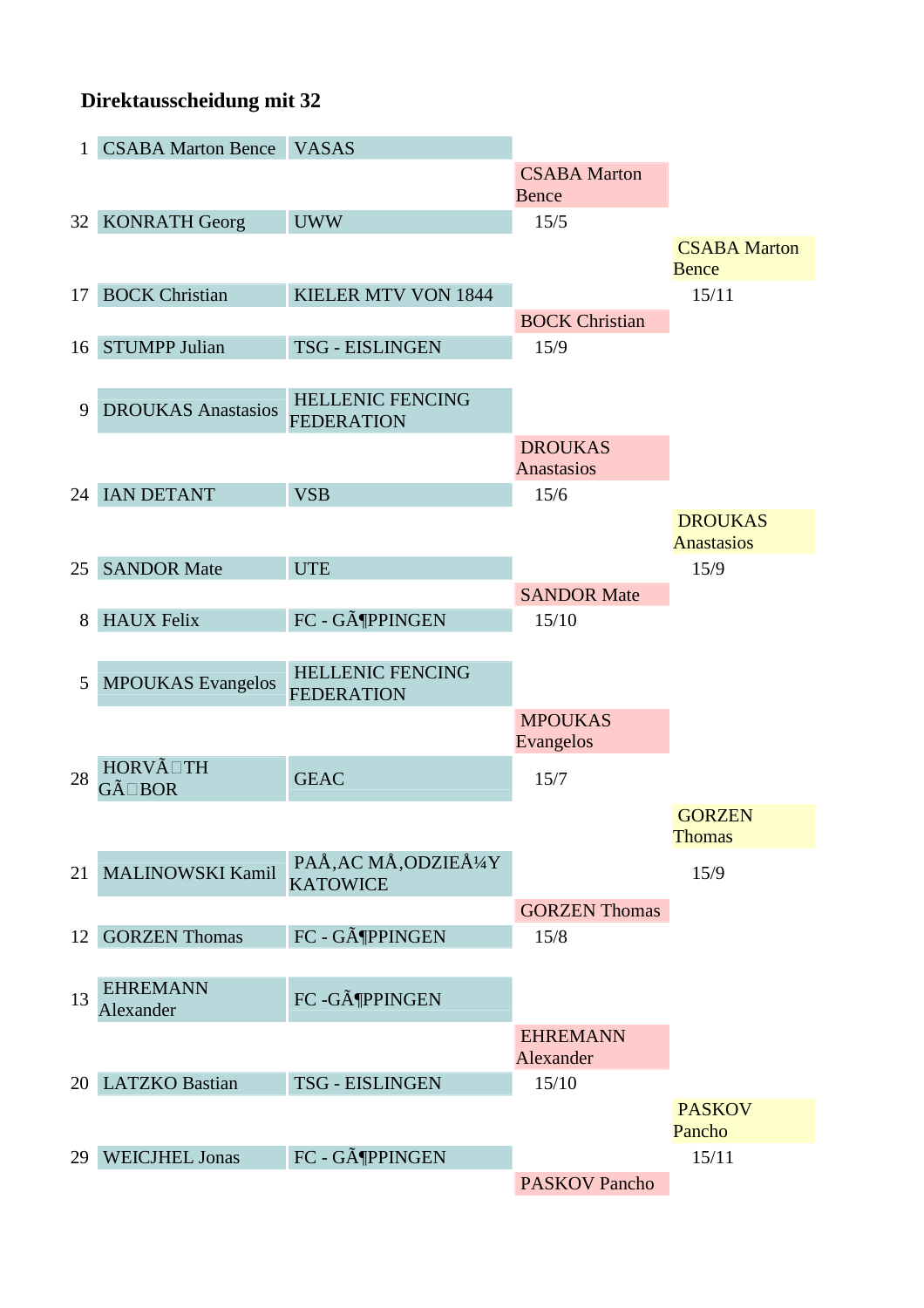## Direktausscheidung mit 32

| Seed | Name | Club | Round 2 | Round 3 |
|---|---|---|---|---|
| 1 | CSABA Marton Bence | VASAS | | |
| | | | CSABA Marton Bence | |
| 32 | KONRATH Georg | UWW | 15/5 | |
| | | | | CSABA Marton Bence |
| 17 | BOCK Christian | KIELER MTV VON 1844 | | 15/11 |
| | | | BOCK Christian | |
| 16 | STUMPP Julian | TSG - EISLINGEN | 15/9 | |
| 9 | DROUKAS Anastasios | HELLENIC FENCING FEDERATION | | |
| | | | DROUKAS Anastasios | |
| 24 | IAN DETANT | VSB | 15/6 | |
| | | | | DROUKAS Anastasios |
| 25 | SANDOR Mate | UTE | | 15/9 |
| | | | SANDOR Mate | |
| 8 | HAUX Felix | FC - GÃ¶PPINGEN | 15/10 | |
| 5 | MPOUKAS Evangelos | HELLENIC FENCING FEDERATION | | |
| | | | MPOUKAS Evangelos | |
| 28 | HORVÃ�TH GÃ�BOR | GEAC | 15/7 | |
| | | | | GORZEN Thomas |
| 21 | MALINOWSKI Kamil | PAÅ‚AC MÅ‚ODZIEÅ¼Y KATOWICE | | 15/9 |
| | | | GORZEN Thomas | |
| 12 | GORZEN Thomas | FC - GÃ¶PPINGEN | 15/8 | |
| 13 | EHREMANN Alexander | FC -GÃ¶PPINGEN | | |
| | | | EHREMANN Alexander | |
| 20 | LATZKO Bastian | TSG - EISLINGEN | 15/10 | |
| | | | | PASKOV Pancho |
| 29 | WEICJHEL Jonas | FC - GÃ¶PPINGEN | | 15/11 |
| | | | PASKOV Pancho | |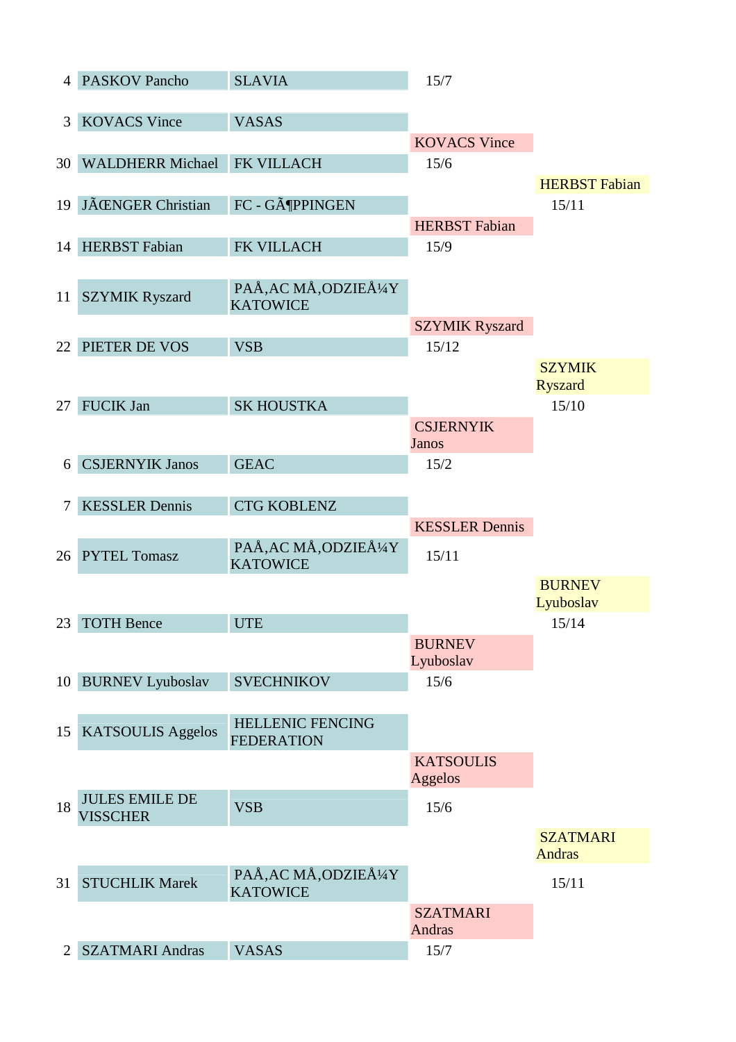| Seed | Name | Club | Round 2 | Round 3 |
|---|---|---|---|---|
| 4 | PASKOV Pancho | SLAVIA | 15/7 | |
| 3 | KOVACS Vince | VASAS | KOVACS Vince | |
| 30 | WALDHERR Michael | FK VILLACH | 15/6 | HERBST Fabian |
| 19 | JÃŒNGER Christian | FC - GÃ¶PPINGEN | HERBST Fabian | 15/11 |
| 14 | HERBST Fabian | FK VILLACH | 15/9 | |
| 11 | SZYMIK Ryszard | PAÅ‚AC MÅ‚ODZIEÅ¼Y KATOWICE | SZYMIK Ryszard | |
| 22 | PIETER DE VOS | VSB | 15/12 | SZYMIK Ryszard |
| 27 | FUCIK Jan | SK HOUSTKA | CSJERNYIK Janos | 15/10 |
| 6 | CSJERNYIK Janos | GEAC | 15/2 | |
| 7 | KESSLER Dennis | CTG KOBLENZ | KESSLER Dennis | |
| 26 | PYTEL Tomasz | PAÅ‚AC MÅ‚ODZIEÅ¼Y KATOWICE | 15/11 | BURNEV Lyuboslav |
| 23 | TOTH Bence | UTE | BURNEV Lyuboslav | 15/14 |
| 10 | BURNEV Lyuboslav | SVECHNIKOV | 15/6 | |
| 15 | KATSOULIS Aggelos | HELLENIC FENCING FEDERATION | KATSOULIS Aggelos | |
| 18 | JULES EMILE DE VISSCHER | VSB | 15/6 | SZATMARI Andras |
| 31 | STUCHLIK Marek | PAÅ‚AC MÅ‚ODZIEÅ¼Y KATOWICE | SZATMARI Andras | 15/11 |
| 2 | SZATMARI Andras | VASAS | 15/7 | |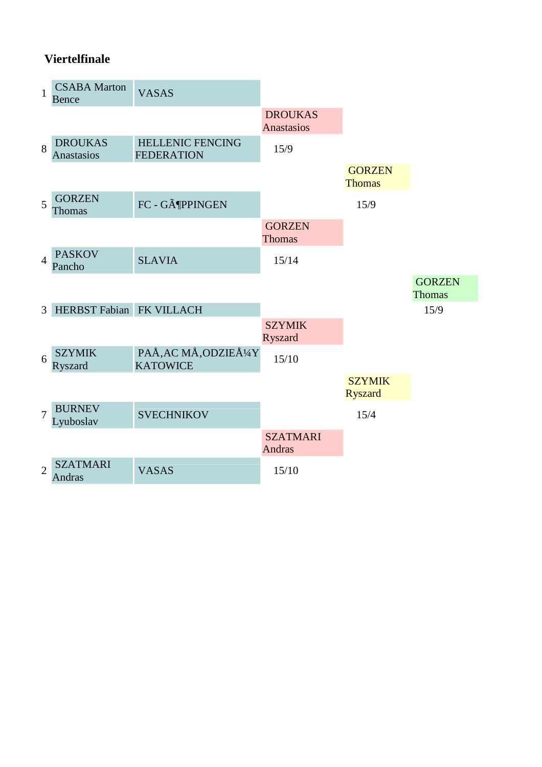## Viertelfinale

| Seed | Name | Club | Viertelfinale | Halbfinale | Finale |
|---|---|---|---|---|---|
| 1 | CSABA Marton Bence | VASAS | | | |
| | | | DROUKAS Anastasios | | |
| 8 | DROUKAS Anastasios | HELLENIC FENCING FEDERATION | 15/9 | | |
| | | | | GORZEN Thomas | |
| 5 | GORZEN Thomas | FC - GÃ¶PPINGEN | | 15/9 | |
| | | | GORZEN Thomas | | |
| 4 | PASKOV Pancho | SLAVIA | 15/14 | | |
| | | | | | GORZEN Thomas |
| 3 | HERBST Fabian | FK VILLACH | | | 15/9 |
| | | | SZYMIK Ryszard | | |
| 6 | SZYMIK Ryszard | PAÅ‚AC MÅ‚ODZIEÅ¼Y KATOWICE | 15/10 | | |
| | | | | SZYMIK Ryszard | |
| 7 | BURNEV Lyuboslav | SVECHNIKOV | | 15/4 | |
| | | | SZATMARI Andras | | |
| 2 | SZATMARI Andras | VASAS | 15/10 | | |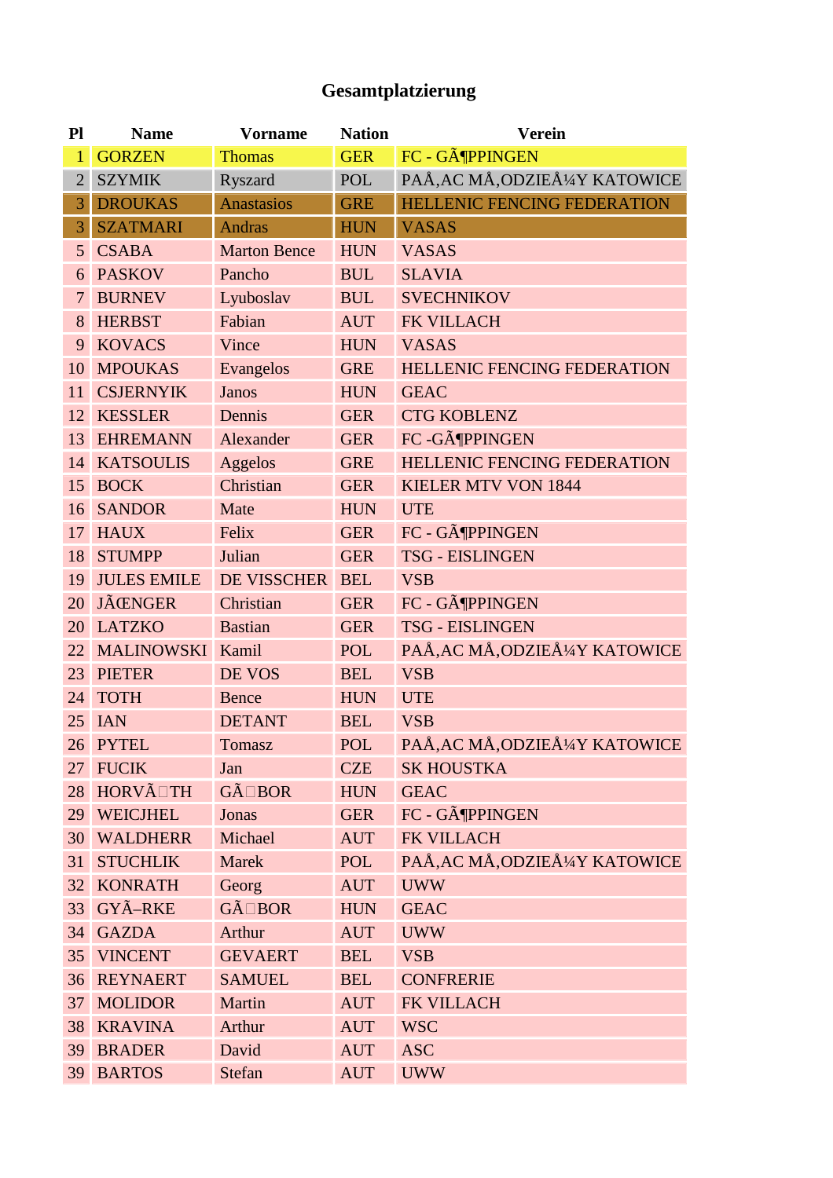# Gesamtplatzierung

| Pl | Name | Vorname | Nation | Verein |
|---|---|---|---|---|
| 1 | GORZEN | Thomas | GER | FC - GÃ¶PPINGEN |
| 2 | SZYMIK | Ryszard | POL | PAÅ‚AC MÅ‚ODZIEÅ¼Y KATOWICE |
| 3 | DROUKAS | Anastasios | GRE | HELLENIC FENCING FEDERATION |
| 3 | SZATMARI | Andras | HUN | VASAS |
| 5 | CSABA | Marton Bence | HUN | VASAS |
| 6 | PASKOV | Pancho | BUL | SLAVIA |
| 7 | BURNEV | Lyuboslav | BUL | SVECHNIKOV |
| 8 | HERBST | Fabian | AUT | FK VILLACH |
| 9 | KOVACS | Vince | HUN | VASAS |
| 10 | MPOUKAS | Evangelos | GRE | HELLENIC FENCING FEDERATION |
| 11 | CSJERNYIK | Janos | HUN | GEAC |
| 12 | KESSLER | Dennis | GER | CTG KOBLENZ |
| 13 | EHREMANN | Alexander | GER | FC -GÃ¶PPINGEN |
| 14 | KATSOULIS | Aggelos | GRE | HELLENIC FENCING FEDERATION |
| 15 | BOCK | Christian | GER | KIELER MTV VON 1844 |
| 16 | SANDOR | Mate | HUN | UTE |
| 17 | HAUX | Felix | GER | FC - GÃ¶PPINGEN |
| 18 | STUMPP | Julian | GER | TSG - EISLINGEN |
| 19 | JULES EMILE | DE VISSCHER | BEL | VSB |
| 20 | JÃŒNGER | Christian | GER | FC - GÃ¶PPINGEN |
| 20 | LATZKO | Bastian | GER | TSG - EISLINGEN |
| 22 | MALINOWSKI | Kamil | POL | PAÅ‚AC MÅ‚ODZIEÅ¼Y KATOWICE |
| 23 | PIETER | DE VOS | BEL | VSB |
| 24 | TOTH | Bence | HUN | UTE |
| 25 | IAN | DETANT | BEL | VSB |
| 26 | PYTEL | Tomasz | POL | PAÅ‚AC MÅ‚ODZIEÅ¼Y KATOWICE |
| 27 | FUCIK | Jan | CZE | SK HOUSTKA |
| 28 | HORVÃ�TH | GÃ�BOR | HUN | GEAC |
| 29 | WEICJHEL | Jonas | GER | FC - GÃ¶PPINGEN |
| 30 | WALDHERR | Michael | AUT | FK VILLACH |
| 31 | STUCHLIK | Marek | POL | PAÅ‚AC MÅ‚ODZIEÅ¼Y KATOWICE |
| 32 | KONRATH | Georg | AUT | UWW |
| 33 | GYÃ–RKE | GÃ�BOR | HUN | GEAC |
| 34 | GAZDA | Arthur | AUT | UWW |
| 35 | VINCENT | GEVAERT | BEL | VSB |
| 36 | REYNAERT | SAMUEL | BEL | CONFRERIE |
| 37 | MOLIDOR | Martin | AUT | FK VILLACH |
| 38 | KRAVINA | Arthur | AUT | WSC |
| 39 | BRADER | David | AUT | ASC |
| 39 | BARTOS | Stefan | AUT | UWW |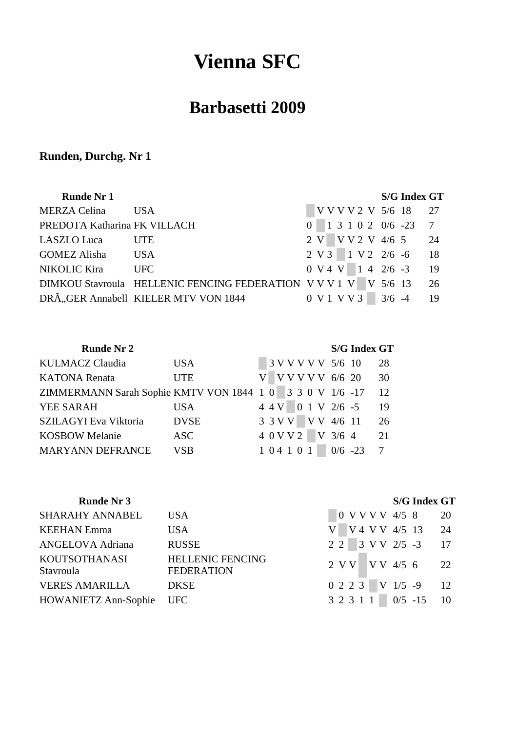# Vienna SFC

## Barbasetti 2009

### Runden, Durchg. Nr 1

| Runde Nr 1 | | | | | | | | | | S/G | Index | GT |
|---|---|---|---|---|---|---|---|---|---|---|---|---|
| MERZA Celina | USA | | V | V | V | V | 2 | V | | 5/6 | 18 | 27 |
| PREDOTA Katharina | FK VILLACH | 0 | | 1 | 3 | 1 | 0 | 2 | | 0/6 | -23 | 7 |
| LASZLO Luca | UTE | 2 | V | | V | V | 2 | V | | 4/6 | 5 | 24 |
| GOMEZ Alisha | USA | 2 | V | 3 | | 1 | V | 2 | | 2/6 | -6 | 18 |
| NIKOLIC Kira | UFC | 0 | V | 4 | V | | 1 | 4 | | 2/6 | -3 | 19 |
| DIMKOU Stavroula | HELLENIC FENCING FEDERATION | V | V | V | 1 | V | | V | | 5/6 | 13 | 26 |
| DRÃ„GER Annabell | KIELER MTV VON 1844 | 0 | V | 1 | V | V | 3 | | | 3/6 | -4 | 19 |

| Runde Nr 2 | | | | | | | | | S/G | Index | GT |
|---|---|---|---|---|---|---|---|---|---|---|---|
| KULMACZ Claudia | USA | | 3 | V | V | V | V | V | 5/6 | 10 | 28 |
| KATONA Renata | UTE | V | | V | V | V | V | V | 6/6 | 20 | 30 |
| ZIMMERMANN Sarah Sophie | KMTV VON 1844 | 1 | 0 | | 3 | 3 | 0 | V | 1/6 | -17 | 12 |
| YEE SARAH | USA | 4 | 4 | V | | 0 | 1 | V | 2/6 | -5 | 19 |
| SZILAGYI Eva Viktoria | DVSE | 3 | 3 | V | V | | V | V | 4/6 | 11 | 26 |
| KOSBOW Melanie | ASC | 4 | 0 | V | V | 2 | | V | 3/6 | 4 | 21 |
| MARYANN DEFRANCE | VSB | 1 | 0 | 4 | 1 | 0 | 1 | | 0/6 | -23 | 7 |

| Runde Nr 3 | | | | | | | | S/G | Index | GT |
|---|---|---|---|---|---|---|---|---|---|---|
| SHARAHY ANNABEL | USA | | 0 | V | V | V | V | 4/5 | 8 | 20 |
| KEEHAN Emma | USA | V | | V | 4 | V | V | 4/5 | 13 | 24 |
| ANGELOVA Adriana | RUSSE | 2 | 2 | | 3 | V | V | 2/5 | -3 | 17 |
| KOUTSOTHANASI Stavroula | HELLENIC FENCING FEDERATION | 2 | V | V | | V | V | 4/5 | 6 | 22 |
| VERES AMARILLA | DKSE | 0 | 2 | 2 | 3 | | V | 1/5 | -9 | 12 |
| HOWANIETZ Ann-Sophie | UFC | 3 | 2 | 3 | 1 | 1 | | 0/5 | -15 | 10 |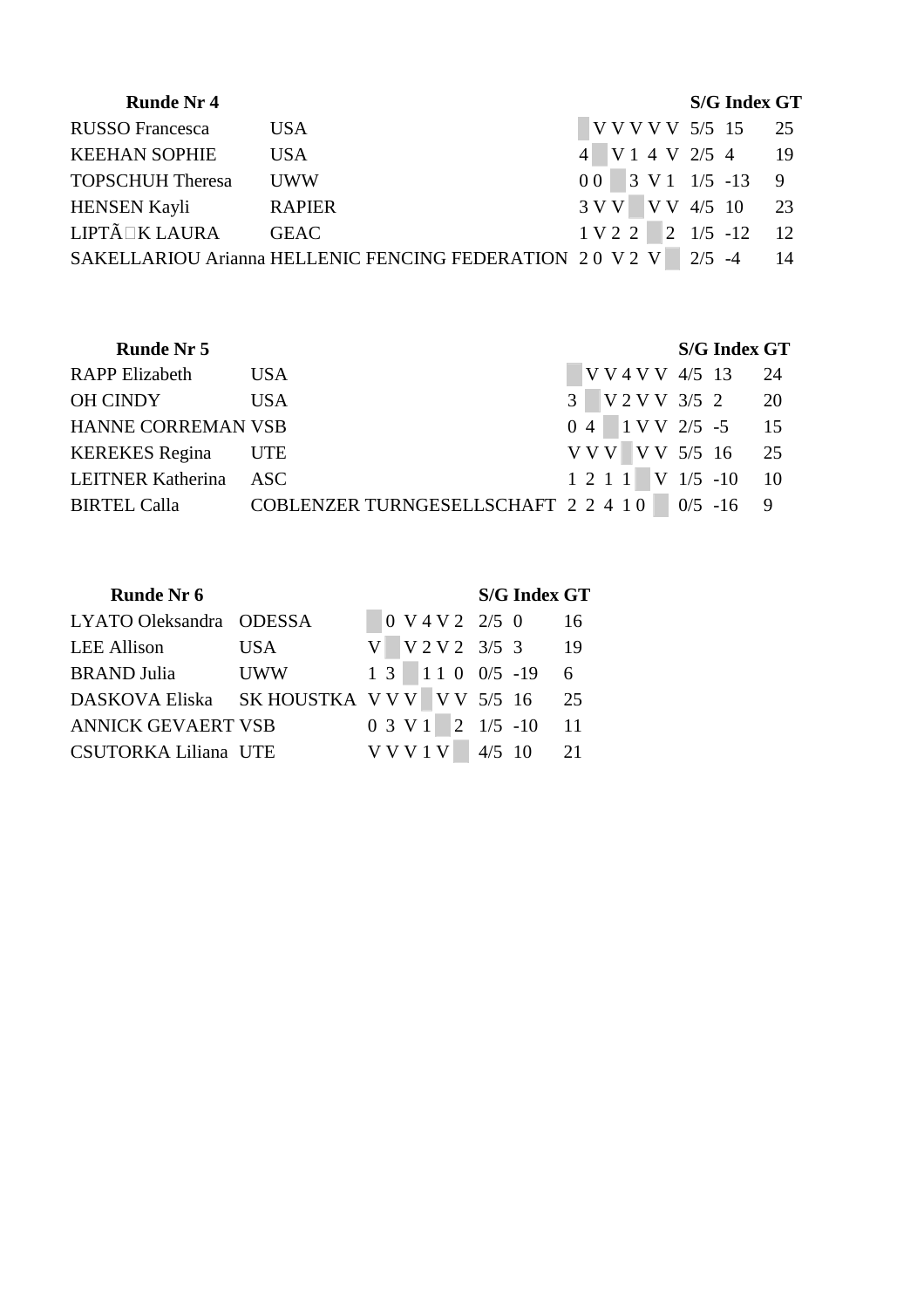| Runde Nr 4 | | | | | | | | | S/G | Index | GT |
|---|---|---|---|---|---|---|---|---|---|---|---|
| RUSSO Francesca | USA | | V | V | V | V | V | | 5/5 | 15 | 25 |
| KEEHAN SOPHIE | USA | 4 | | V | 1 | 4 | V | | 2/5 | 4 | 19 |
| TOPSCHUH Theresa | UWW | 0 | 0 | | 3 | V | 1 | | 1/5 | -13 | 9 |
| HENSEN Kayli | RAPIER | 3 | V | V | | V | V | | 4/5 | 10 | 23 |
| LIPTÃ□K LAURA | GEAC | 1 | V | 2 | 2 | | 2 | | 1/5 | -12 | 12 |
| SAKELLARIOU Arianna | HELLENIC FENCING FEDERATION | 2 | 0 | V | 2 | V | | | 2/5 | -4 | 14 |

| Runde Nr 5 | | | | | | | | S/G | Index | GT |
|---|---|---|---|---|---|---|---|---|---|---|
| RAPP Elizabeth | USA | | V | V | 4 | V | V | 4/5 | 13 | 24 |
| OH CINDY | USA | 3 | | V | 2 | V | V | 3/5 | 2 | 20 |
| HANNE CORREMAN | VSB | 0 | 4 | | 1 | V | V | 2/5 | -5 | 15 |
| KEREKES Regina | UTE | V | V | V | | V | V | 5/5 | 16 | 25 |
| LEITNER Katherina | ASC | 1 | 2 | 1 | 1 | | V | 1/5 | -10 | 10 |
| BIRTEL Calla | COBLENZER TURNGESELLSCHAFT | 2 | 2 | 4 | 1 | 0 | | 0/5 | -16 | 9 |

| Runde Nr 6 | | | | | | | | S/G | Index | GT |
|---|---|---|---|---|---|---|---|---|---|---|
| LYATO Oleksandra | ODESSA | | 0 | V | 4 | V | 2 | 2/5 | 0 | 16 |
| LEE Allison | USA | V | | V | 2 | V | 2 | 3/5 | 3 | 19 |
| BRAND Julia | UWW | 1 | 3 | | 1 | 1 | 0 | 0/5 | -19 | 6 |
| DASKOVA Eliska | SK HOUSTKA | V | V | V | | V | V | 5/5 | 16 | 25 |
| ANNICK GEVAERT | VSB | 0 | 3 | V | 1 | | 2 | 1/5 | -10 | 11 |
| CSUTORKA Liliana | UTE | V | V | V | 1 | V | | 4/5 | 10 | 21 |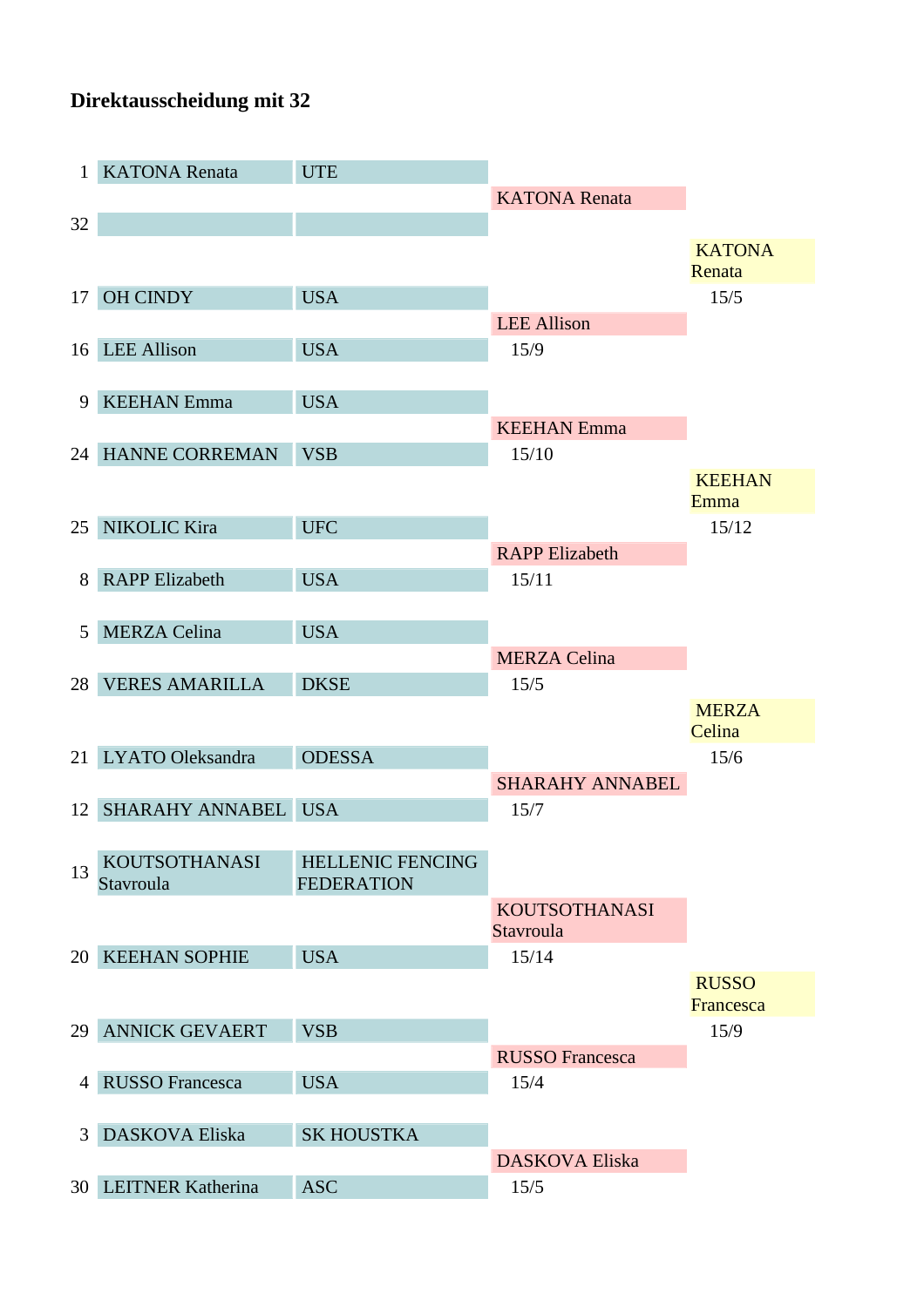**Direktausscheidung mit 32**

| Seed | Name | Club | Round of 32 | Round of 16 |
|---|---|---|---|---|
| 1 | KATONA Renata | UTE | | |
| | | | KATONA Renata | |
| 32 | | | | |
| | | | | KATONA Renata |
| | | | | 15/5 |
| 17 | OH CINDY | USA | | |
| | | | LEE Allison | |
| 16 | LEE Allison | USA | 15/9 | |
| 9 | KEEHAN Emma | USA | | |
| | | | KEEHAN Emma | |
| 24 | HANNE CORREMAN | VSB | 15/10 | |
| | | | | KEEHAN Emma |
| | | | | 15/12 |
| 25 | NIKOLIC Kira | UFC | | |
| | | | RAPP Elizabeth | |
| 8 | RAPP Elizabeth | USA | 15/11 | |
| 5 | MERZA Celina | USA | | |
| | | | MERZA Celina | |
| 28 | VERES AMARILLA | DKSE | 15/5 | |
| | | | | MERZA Celina |
| | | | | 15/6 |
| 21 | LYATO Oleksandra | ODESSA | | |
| | | | SHARAHY ANNABEL | |
| 12 | SHARAHY ANNABEL | USA | 15/7 | |
| 13 | KOUTSOTHANASI Stavroula | HELLENIC FENCING FEDERATION | | |
| | | | KOUTSOTHANASI Stavroula | |
| 20 | KEEHAN SOPHIE | USA | 15/14 | |
| | | | | RUSSO Francesca |
| | | | | 15/9 |
| 29 | ANNICK GEVAERT | VSB | | |
| | | | RUSSO Francesca | |
| 4 | RUSSO Francesca | USA | 15/4 | |
| 3 | DASKOVA Eliska | SK HOUSTKA | | |
| | | | DASKOVA Eliska | |
| 30 | LEITNER Katherina | ASC | 15/5 | |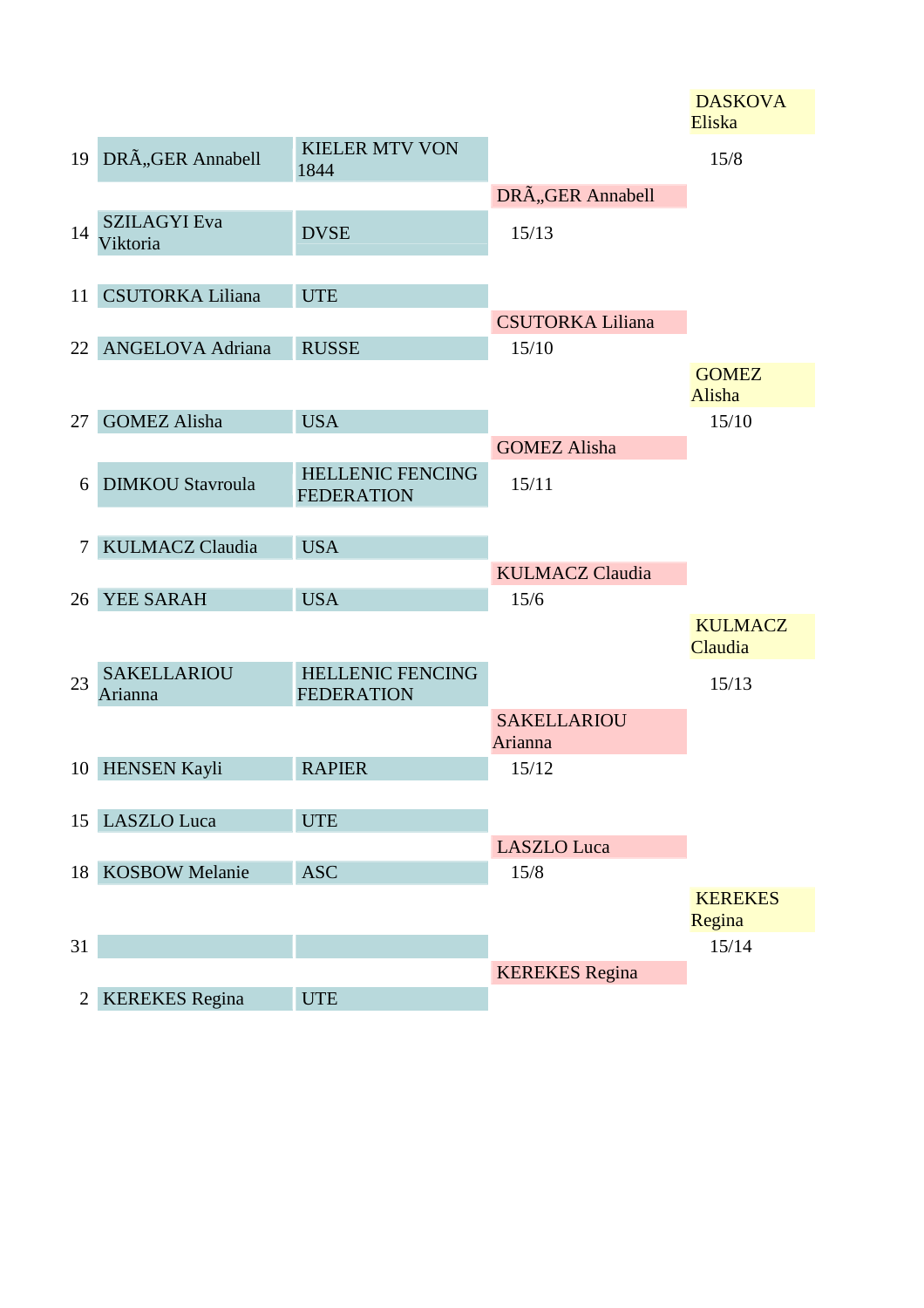| Seed | Name | Club | Round 2 | Round 3 |
|---|---|---|---|---|
| | | | | DASKOVA Eliska |
| 19 | DRÃ„GER Annabell | KIELER MTV VON 1844 | | 15/8 |
| | | | DRÃ„GER Annabell | |
| 14 | SZILAGYI Eva Viktoria | DVSE | 15/13 | |
| 11 | CSUTORKA Liliana | UTE | | |
| | | | CSUTORKA Liliana | |
| 22 | ANGELOVA Adriana | RUSSE | 15/10 | |
| | | | | GOMEZ Alisha |
| 27 | GOMEZ Alisha | USA | | 15/10 |
| | | | GOMEZ Alisha | |
| 6 | DIMKOU Stavroula | HELLENIC FENCING FEDERATION | 15/11 | |
| 7 | KULMACZ Claudia | USA | | |
| | | | KULMACZ Claudia | |
| 26 | YEE SARAH | USA | 15/6 | |
| | | | | KULMACZ Claudia |
| 23 | SAKELLARIOU Arianna | HELLENIC FENCING FEDERATION | | 15/13 |
| | | | SAKELLARIOU Arianna | |
| 10 | HENSEN Kayli | RAPIER | 15/12 | |
| 15 | LASZLO Luca | UTE | | |
| | | | LASZLO Luca | |
| 18 | KOSBOW Melanie | ASC | 15/8 | |
| | | | | KEREKES Regina |
| 31 | | | | 15/14 |
| | | | KEREKES Regina | |
| 2 | KEREKES Regina | UTE | | |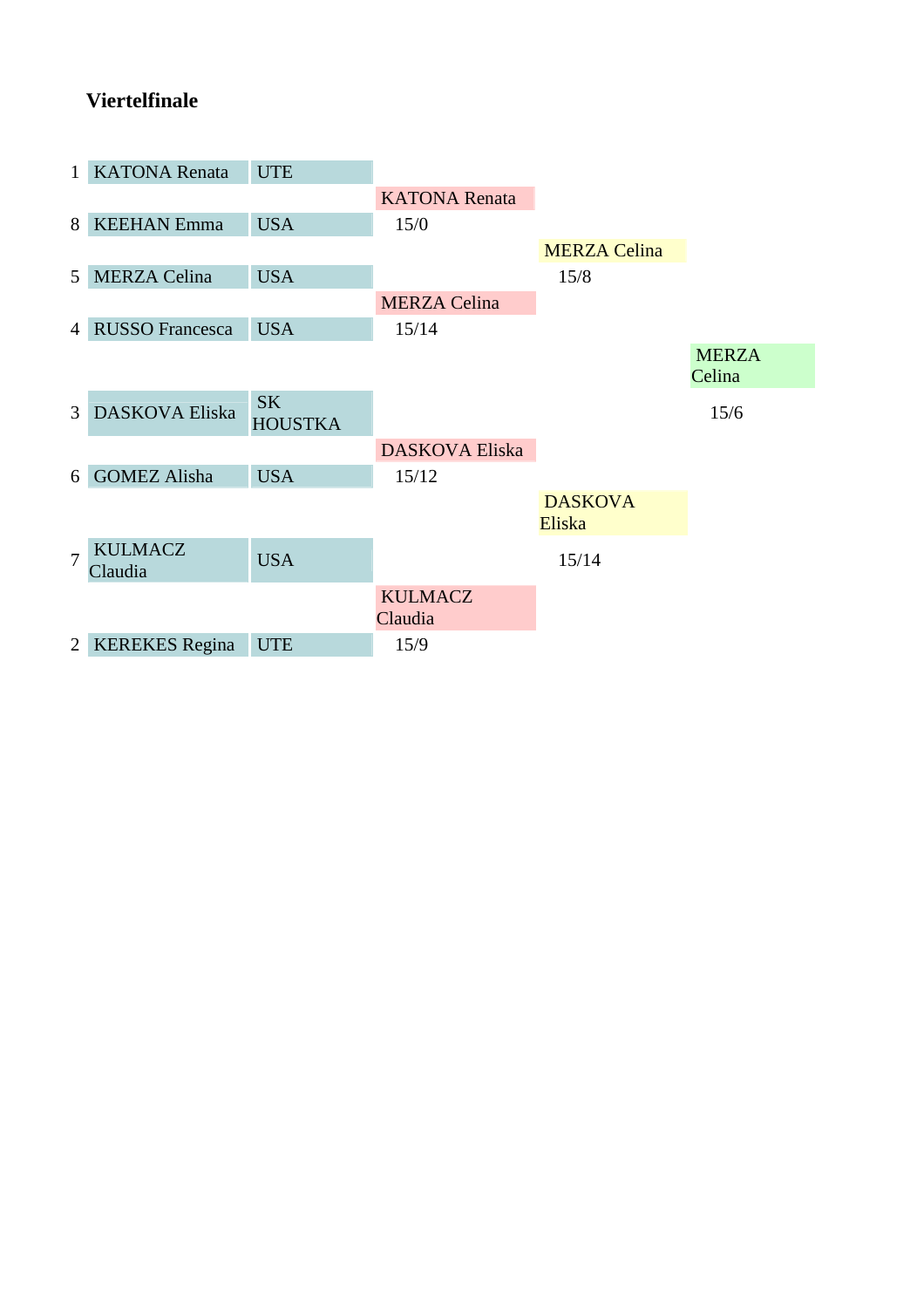## Viertelfinale

| Seed | Name | Club | Halbfinale | Finale | Sieger |
|---|---|---|---|---|---|
| 1 | KATONA Renata | UTE | | | |
| | | | KATONA Renata | | |
| 8 | KEEHAN Emma | USA | 15/0 | | |
| | | | | MERZA Celina | |
| 5 | MERZA Celina | USA | | 15/8 | |
| | | | MERZA Celina | | |
| 4 | RUSSO Francesca | USA | 15/14 | | |
| | | | | | MERZA Celina |
| 3 | DASKOVA Eliska | SK HOUSTKA | | | 15/6 |
| | | | DASKOVA Eliska | | |
| 6 | GOMEZ Alisha | USA | 15/12 | | |
| | | | | DASKOVA Eliska | |
| 7 | KULMACZ Claudia | USA | | 15/14 | |
| | | | KULMACZ Claudia | | |
| 2 | KEREKES Regina | UTE | 15/9 | | |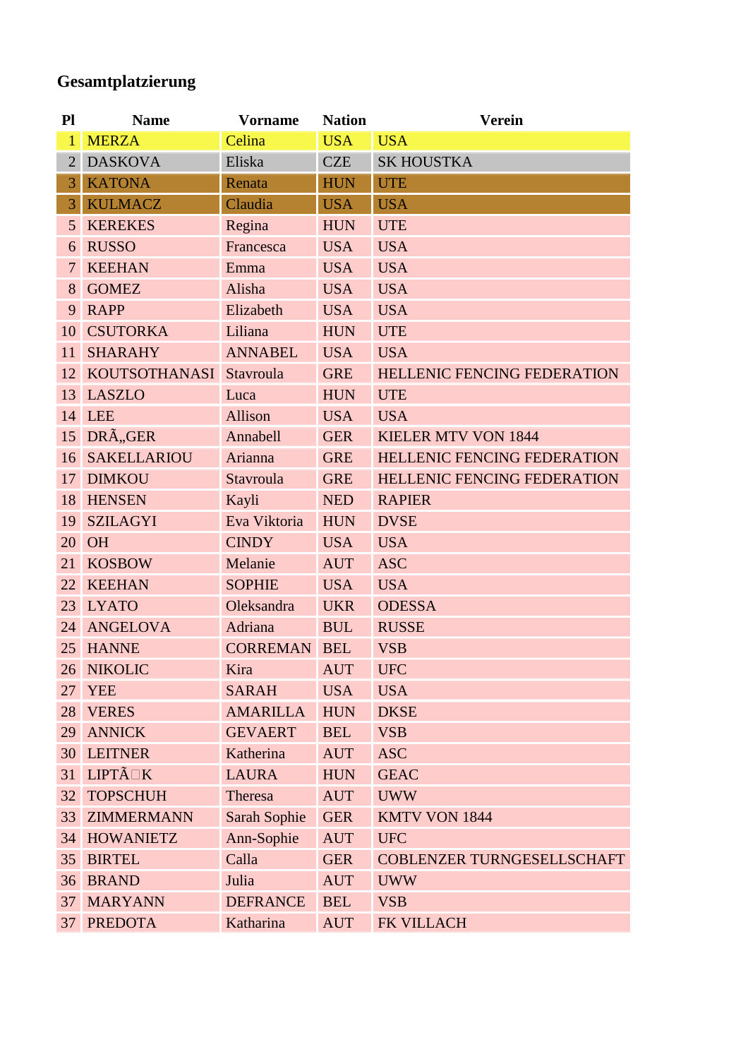## Gesamtplatzierung

| Pl | Name | Vorname | Nation | Verein |
|---|---|---|---|---|
| 1 | MERZA | Celina | USA | USA |
| 2 | DASKOVA | Eliska | CZE | SK HOUSTKA |
| 3 | KATONA | Renata | HUN | UTE |
| 3 | KULMACZ | Claudia | USA | USA |
| 5 | KEREKES | Regina | HUN | UTE |
| 6 | RUSSO | Francesca | USA | USA |
| 7 | KEEHAN | Emma | USA | USA |
| 8 | GOMEZ | Alisha | USA | USA |
| 9 | RAPP | Elizabeth | USA | USA |
| 10 | CSUTORKA | Liliana | HUN | UTE |
| 11 | SHARAHY | ANNABEL | USA | USA |
| 12 | KOUTSOTHANASI | Stavroula | GRE | HELLENIC FENCING FEDERATION |
| 13 | LASZLO | Luca | HUN | UTE |
| 14 | LEE | Allison | USA | USA |
| 15 | DRÃ„GER | Annabell | GER | KIELER MTV VON 1844 |
| 16 | SAKELLARIOU | Arianna | GRE | HELLENIC FENCING FEDERATION |
| 17 | DIMKOU | Stavroula | GRE | HELLENIC FENCING FEDERATION |
| 18 | HENSEN | Kayli | NED | RAPIER |
| 19 | SZILAGYI | Eva Viktoria | HUN | DVSE |
| 20 | OH | CINDY | USA | USA |
| 21 | KOSBOW | Melanie | AUT | ASC |
| 22 | KEEHAN | SOPHIE | USA | USA |
| 23 | LYATO | Oleksandra | UKR | ODESSA |
| 24 | ANGELOVA | Adriana | BUL | RUSSE |
| 25 | HANNE | CORREMAN | BEL | VSB |
| 26 | NIKOLIC | Kira | AUT | UFC |
| 27 | YEE | SARAH | USA | USA |
| 28 | VERES | AMARILLA | HUN | DKSE |
| 29 | ANNICK | GEVAERT | BEL | VSB |
| 30 | LEITNER | Katherina | AUT | ASC |
| 31 | LIPTÃ□K | LAURA | HUN | GEAC |
| 32 | TOPSCHUH | Theresa | AUT | UWW |
| 33 | ZIMMERMANN | Sarah Sophie | GER | KMTV VON 1844 |
| 34 | HOWANIETZ | Ann-Sophie | AUT | UFC |
| 35 | BIRTEL | Calla | GER | COBLENZER TURNGESELLSCHAFT |
| 36 | BRAND | Julia | AUT | UWW |
| 37 | MARYANN | DEFRANCE | BEL | VSB |
| 37 | PREDOTA | Katharina | AUT | FK VILLACH |